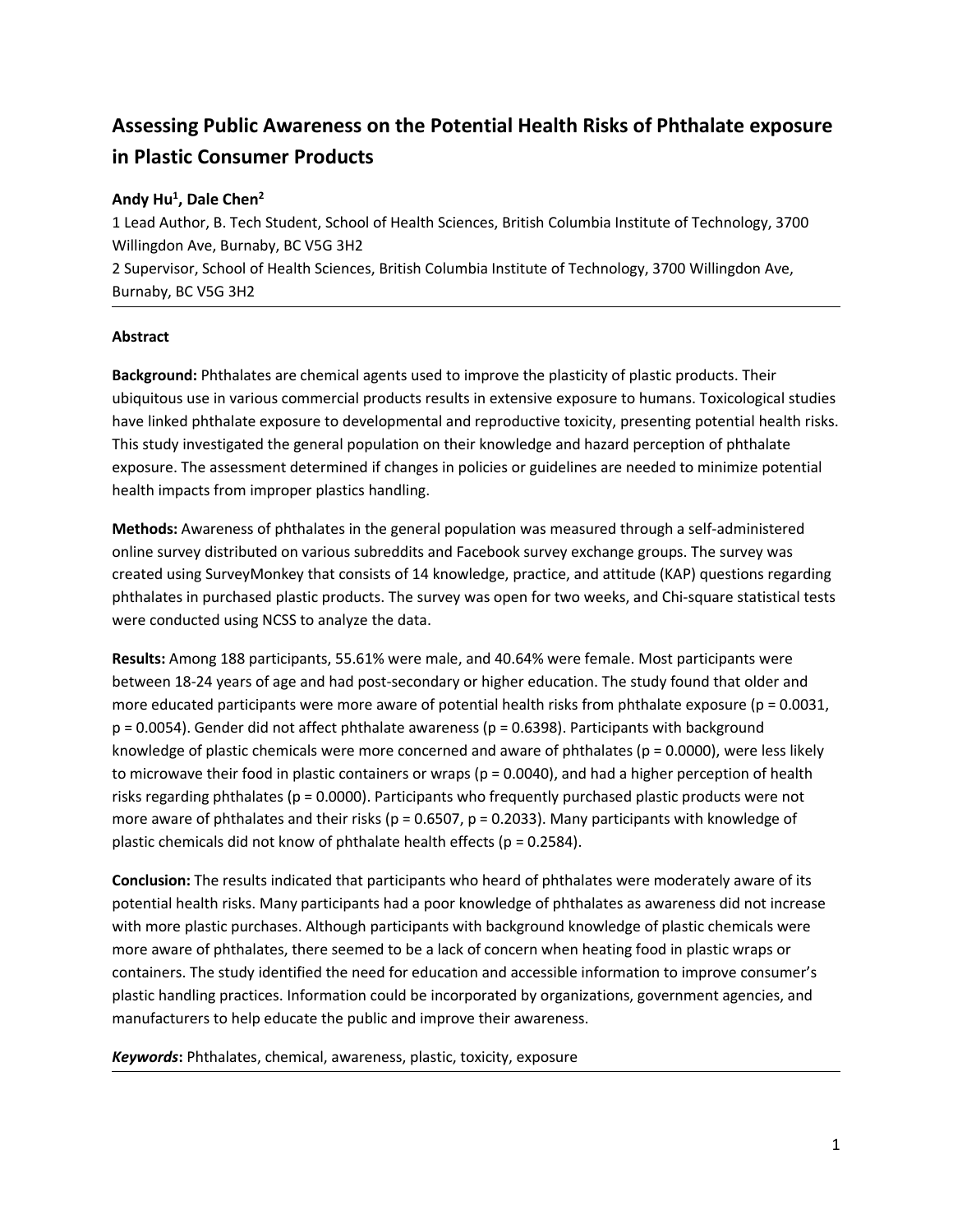# Assessing Public Awareness on the Potential Health Risks of Phthalate exposure in Plastic Consumer Products

**Andy Hu[1], Dale Chen[2]**

1 Lead Author, B. Tech Student, School of Health Sciences, British Columbia Institute of Technology, 3700 Willingdon Ave, Burnaby, BC V5G 3H2

2 Supervisor, School of Health Sciences, British Columbia Institute of Technology, 3700 Willingdon Ave, Burnaby, BC V5G 3H2

---

**Abstract**

**Background:** Phthalates are chemical agents used to improve the plasticity of plastic products. Their ubiquitous use in various commercial products results in extensive exposure to humans. Toxicological studies have linked phthalate exposure to developmental and reproductive toxicity, presenting potential health risks. This study investigated the general population on their knowledge and hazard perception of phthalate exposure. The assessment determined if changes in policies or guidelines are needed to minimize potential health impacts from improper plastics handling.

**Methods:** Awareness of phthalates in the general population was measured through a self-administered online survey distributed on various subreddits and Facebook survey exchange groups. The survey was created using SurveyMonkey that consists of 14 knowledge, practice, and attitude (KAP) questions regarding phthalates in purchased plastic products. The survey was open for two weeks, and Chi-square statistical tests were conducted using NCSS to analyze the data.

**Results:** Among 188 participants, 55.61% were male, and 40.64% were female. Most participants were between 18-24 years of age and had post-secondary or higher education. The study found that older and more educated participants were more aware of potential health risks from phthalate exposure ($p = 0.0031$, $p = 0.0054$). Gender did not affect phthalate awareness ($p = 0.6398$). Participants with background knowledge of plastic chemicals were more concerned and aware of phthalates ($p = 0.0000$), were less likely to microwave their food in plastic containers or wraps ($p = 0.0040$), and had a higher perception of health risks regarding phthalates ($p = 0.0000$). Participants who frequently purchased plastic products were not more aware of phthalates and their risks ($p = 0.6507$, $p = 0.2033$). Many participants with knowledge of plastic chemicals did not know of phthalate health effects ($p = 0.2584$).

**Conclusion:** The results indicated that participants who heard of phthalates were moderately aware of its potential health risks. Many participants had a poor knowledge of phthalates as awareness did not increase with more plastic purchases. Although participants with background knowledge of plastic chemicals were more aware of phthalates, there seemed to be a lack of concern when heating food in plastic wraps or containers. The study identified the need for education and accessible information to improve consumer's plastic handling practices. Information could be incorporated by organizations, government agencies, and manufacturers to help educate the public and improve their awareness.

***Keywords*:** Phthalates, chemical, awareness, plastic, toxicity, exposure

---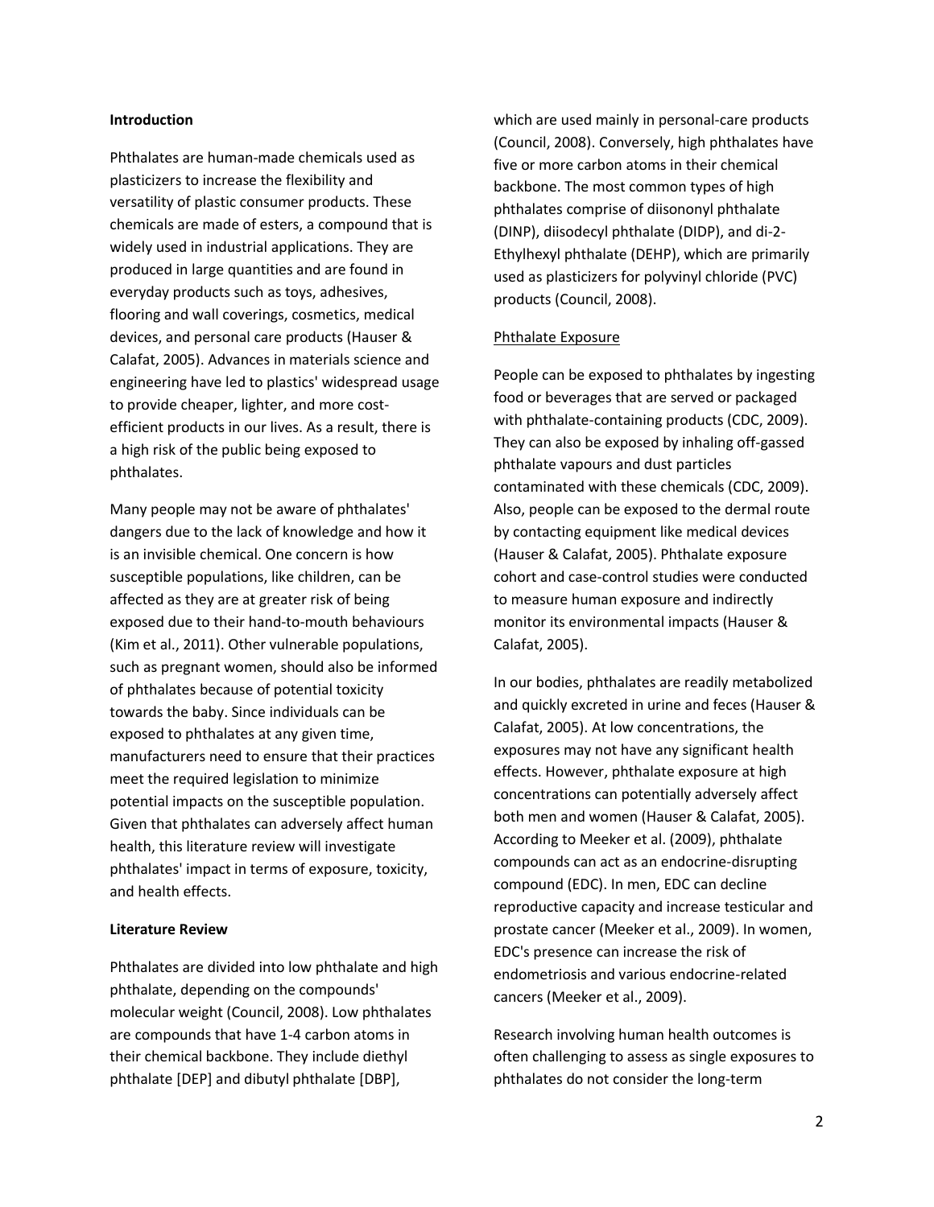## Introduction

Phthalates are human-made chemicals used as plasticizers to increase the flexibility and versatility of plastic consumer products. These chemicals are made of esters, a compound that is widely used in industrial applications. They are produced in large quantities and are found in everyday products such as toys, adhesives, flooring and wall coverings, cosmetics, medical devices, and personal care products (Hauser & Calafat, 2005). Advances in materials science and engineering have led to plastics' widespread usage to provide cheaper, lighter, and more cost-efficient products in our lives. As a result, there is a high risk of the public being exposed to phthalates.

Many people may not be aware of phthalates' dangers due to the lack of knowledge and how it is an invisible chemical. One concern is how susceptible populations, like children, can be affected as they are at greater risk of being exposed due to their hand-to-mouth behaviours (Kim et al., 2011). Other vulnerable populations, such as pregnant women, should also be informed of phthalates because of potential toxicity towards the baby. Since individuals can be exposed to phthalates at any given time, manufacturers need to ensure that their practices meet the required legislation to minimize potential impacts on the susceptible population. Given that phthalates can adversely affect human health, this literature review will investigate phthalates' impact in terms of exposure, toxicity, and health effects.

## Literature Review

Phthalates are divided into low phthalate and high phthalate, depending on the compounds' molecular weight (Council, 2008). Low phthalates are compounds that have 1-4 carbon atoms in their chemical backbone. They include diethyl phthalate [DEP] and dibutyl phthalate [DBP], which are used mainly in personal-care products (Council, 2008). Conversely, high phthalates have five or more carbon atoms in their chemical backbone. The most common types of high phthalates comprise of diisononyl phthalate (DINP), diisodecyl phthalate (DIDP), and di-2-Ethylhexyl phthalate (DEHP), which are primarily used as plasticizers for polyvinyl chloride (PVC) products (Council, 2008).

### Phthalate Exposure

People can be exposed to phthalates by ingesting food or beverages that are served or packaged with phthalate-containing products (CDC, 2009). They can also be exposed by inhaling off-gassed phthalate vapours and dust particles contaminated with these chemicals (CDC, 2009). Also, people can be exposed to the dermal route by contacting equipment like medical devices (Hauser & Calafat, 2005). Phthalate exposure cohort and case-control studies were conducted to measure human exposure and indirectly monitor its environmental impacts (Hauser & Calafat, 2005).

In our bodies, phthalates are readily metabolized and quickly excreted in urine and feces (Hauser & Calafat, 2005). At low concentrations, the exposures may not have any significant health effects. However, phthalate exposure at high concentrations can potentially adversely affect both men and women (Hauser & Calafat, 2005). According to Meeker et al. (2009), phthalate compounds can act as an endocrine-disrupting compound (EDC). In men, EDC can decline reproductive capacity and increase testicular and prostate cancer (Meeker et al., 2009). In women, EDC's presence can increase the risk of endometriosis and various endocrine-related cancers (Meeker et al., 2009).

Research involving human health outcomes is often challenging to assess as single exposures to phthalates do not consider the long-term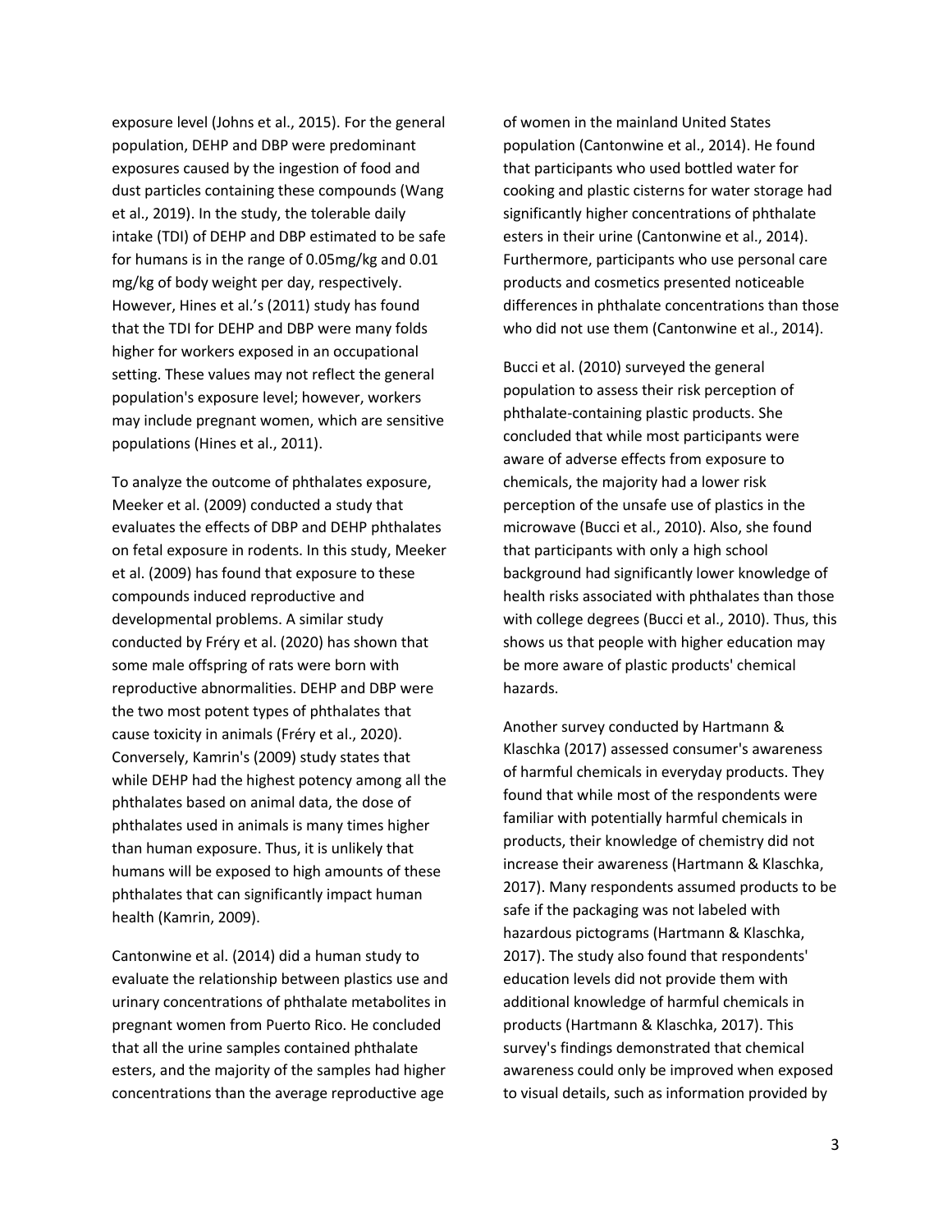exposure level (Johns et al., 2015). For the general population, DEHP and DBP were predominant exposures caused by the ingestion of food and dust particles containing these compounds (Wang et al., 2019). In the study, the tolerable daily intake (TDI) of DEHP and DBP estimated to be safe for humans is in the range of 0.05mg/kg and 0.01 mg/kg of body weight per day, respectively. However, Hines et al.'s (2011) study has found that the TDI for DEHP and DBP were many folds higher for workers exposed in an occupational setting. These values may not reflect the general population's exposure level; however, workers may include pregnant women, which are sensitive populations (Hines et al., 2011).

To analyze the outcome of phthalates exposure, Meeker et al. (2009) conducted a study that evaluates the effects of DBP and DEHP phthalates on fetal exposure in rodents. In this study, Meeker et al. (2009) has found that exposure to these compounds induced reproductive and developmental problems. A similar study conducted by Fréry et al. (2020) has shown that some male offspring of rats were born with reproductive abnormalities. DEHP and DBP were the two most potent types of phthalates that cause toxicity in animals (Fréry et al., 2020). Conversely, Kamrin's (2009) study states that while DEHP had the highest potency among all the phthalates based on animal data, the dose of phthalates used in animals is many times higher than human exposure. Thus, it is unlikely that humans will be exposed to high amounts of these phthalates that can significantly impact human health (Kamrin, 2009).

Cantonwine et al. (2014) did a human study to evaluate the relationship between plastics use and urinary concentrations of phthalate metabolites in pregnant women from Puerto Rico. He concluded that all the urine samples contained phthalate esters, and the majority of the samples had higher concentrations than the average reproductive age of women in the mainland United States population (Cantonwine et al., 2014). He found that participants who used bottled water for cooking and plastic cisterns for water storage had significantly higher concentrations of phthalate esters in their urine (Cantonwine et al., 2014). Furthermore, participants who use personal care products and cosmetics presented noticeable differences in phthalate concentrations than those who did not use them (Cantonwine et al., 2014).

Bucci et al. (2010) surveyed the general population to assess their risk perception of phthalate-containing plastic products. She concluded that while most participants were aware of adverse effects from exposure to chemicals, the majority had a lower risk perception of the unsafe use of plastics in the microwave (Bucci et al., 2010). Also, she found that participants with only a high school background had significantly lower knowledge of health risks associated with phthalates than those with college degrees (Bucci et al., 2010). Thus, this shows us that people with higher education may be more aware of plastic products' chemical hazards.

Another survey conducted by Hartmann & Klaschka (2017) assessed consumer's awareness of harmful chemicals in everyday products. They found that while most of the respondents were familiar with potentially harmful chemicals in products, their knowledge of chemistry did not increase their awareness (Hartmann & Klaschka, 2017). Many respondents assumed products to be safe if the packaging was not labeled with hazardous pictograms (Hartmann & Klaschka, 2017). The study also found that respondents' education levels did not provide them with additional knowledge of harmful chemicals in products (Hartmann & Klaschka, 2017). This survey's findings demonstrated that chemical awareness could only be improved when exposed to visual details, such as information provided by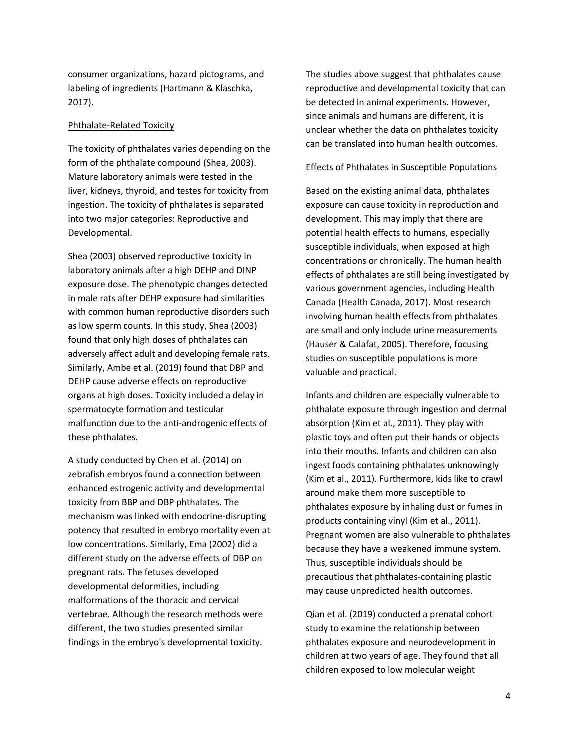consumer organizations, hazard pictograms, and labeling of ingredients (Hartmann & Klaschka, 2017).

<u>Phthalate-Related Toxicity</u>

The toxicity of phthalates varies depending on the form of the phthalate compound (Shea, 2003). Mature laboratory animals were tested in the liver, kidneys, thyroid, and testes for toxicity from ingestion. The toxicity of phthalates is separated into two major categories: Reproductive and Developmental.

Shea (2003) observed reproductive toxicity in laboratory animals after a high DEHP and DINP exposure dose. The phenotypic changes detected in male rats after DEHP exposure had similarities with common human reproductive disorders such as low sperm counts. In this study, Shea (2003) found that only high doses of phthalates can adversely affect adult and developing female rats. Similarly, Ambe et al. (2019) found that DBP and DEHP cause adverse effects on reproductive organs at high doses. Toxicity included a delay in spermatocyte formation and testicular malfunction due to the anti-androgenic effects of these phthalates.

A study conducted by Chen et al. (2014) on zebrafish embryos found a connection between enhanced estrogenic activity and developmental toxicity from BBP and DBP phthalates. The mechanism was linked with endocrine-disrupting potency that resulted in embryo mortality even at low concentrations. Similarly, Ema (2002) did a different study on the adverse effects of DBP on pregnant rats. The fetuses developed developmental deformities, including malformations of the thoracic and cervical vertebrae. Although the research methods were different, the two studies presented similar findings in the embryo's developmental toxicity.

The studies above suggest that phthalates cause reproductive and developmental toxicity that can be detected in animal experiments. However, since animals and humans are different, it is unclear whether the data on phthalates toxicity can be translated into human health outcomes.

<u>Effects of Phthalates in Susceptible Populations</u>

Based on the existing animal data, phthalates exposure can cause toxicity in reproduction and development. This may imply that there are potential health effects to humans, especially susceptible individuals, when exposed at high concentrations or chronically. The human health effects of phthalates are still being investigated by various government agencies, including Health Canada (Health Canada, 2017). Most research involving human health effects from phthalates are small and only include urine measurements (Hauser & Calafat, 2005). Therefore, focusing studies on susceptible populations is more valuable and practical.

Infants and children are especially vulnerable to phthalate exposure through ingestion and dermal absorption (Kim et al., 2011). They play with plastic toys and often put their hands or objects into their mouths. Infants and children can also ingest foods containing phthalates unknowingly (Kim et al., 2011). Furthermore, kids like to crawl around make them more susceptible to phthalates exposure by inhaling dust or fumes in products containing vinyl (Kim et al., 2011). Pregnant women are also vulnerable to phthalates because they have a weakened immune system. Thus, susceptible individuals should be precautious that phthalates-containing plastic may cause unpredicted health outcomes.

Qian et al. (2019) conducted a prenatal cohort study to examine the relationship between phthalates exposure and neurodevelopment in children at two years of age. They found that all children exposed to low molecular weight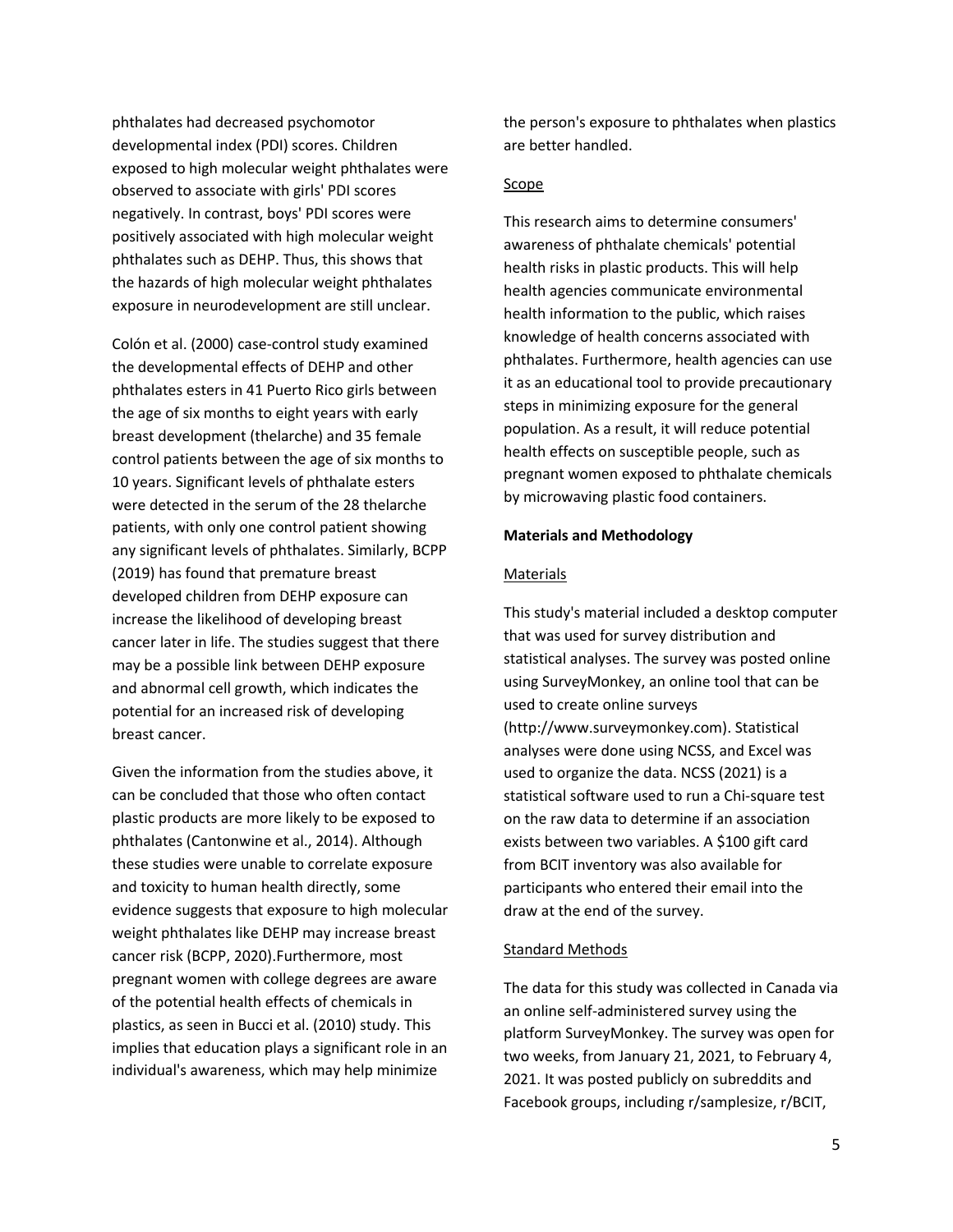phthalates had decreased psychomotor developmental index (PDI) scores. Children exposed to high molecular weight phthalates were observed to associate with girls' PDI scores negatively. In contrast, boys' PDI scores were positively associated with high molecular weight phthalates such as DEHP. Thus, this shows that the hazards of high molecular weight phthalates exposure in neurodevelopment are still unclear.

Colón et al. (2000) case-control study examined the developmental effects of DEHP and other phthalates esters in 41 Puerto Rico girls between the age of six months to eight years with early breast development (thelarche) and 35 female control patients between the age of six months to 10 years. Significant levels of phthalate esters were detected in the serum of the 28 thelarche patients, with only one control patient showing any significant levels of phthalates. Similarly, BCPP (2019) has found that premature breast developed children from DEHP exposure can increase the likelihood of developing breast cancer later in life. The studies suggest that there may be a possible link between DEHP exposure and abnormal cell growth, which indicates the potential for an increased risk of developing breast cancer.

Given the information from the studies above, it can be concluded that those who often contact plastic products are more likely to be exposed to phthalates (Cantonwine et al., 2014). Although these studies were unable to correlate exposure and toxicity to human health directly, some evidence suggests that exposure to high molecular weight phthalates like DEHP may increase breast cancer risk (BCPP, 2020).Furthermore, most pregnant women with college degrees are aware of the potential health effects of chemicals in plastics, as seen in Bucci et al. (2010) study. This implies that education plays a significant role in an individual's awareness, which may help minimize the person's exposure to phthalates when plastics are better handled.

## Scope

This research aims to determine consumers' awareness of phthalate chemicals' potential health risks in plastic products. This will help health agencies communicate environmental health information to the public, which raises knowledge of health concerns associated with phthalates. Furthermore, health agencies can use it as an educational tool to provide precautionary steps in minimizing exposure for the general population. As a result, it will reduce potential health effects on susceptible people, such as pregnant women exposed to phthalate chemicals by microwaving plastic food containers.

# Materials and Methodology

## Materials

This study's material included a desktop computer that was used for survey distribution and statistical analyses. The survey was posted online using SurveyMonkey, an online tool that can be used to create online surveys (http://www.surveymonkey.com). Statistical analyses were done using NCSS, and Excel was used to organize the data. NCSS (2021) is a statistical software used to run a Chi-square test on the raw data to determine if an association exists between two variables. A $100 gift card from BCIT inventory was also available for participants who entered their email into the draw at the end of the survey.

## Standard Methods

The data for this study was collected in Canada via an online self-administered survey using the platform SurveyMonkey. The survey was open for two weeks, from January 21, 2021, to February 4, 2021. It was posted publicly on subreddits and Facebook groups, including r/samplesize, r/BCIT,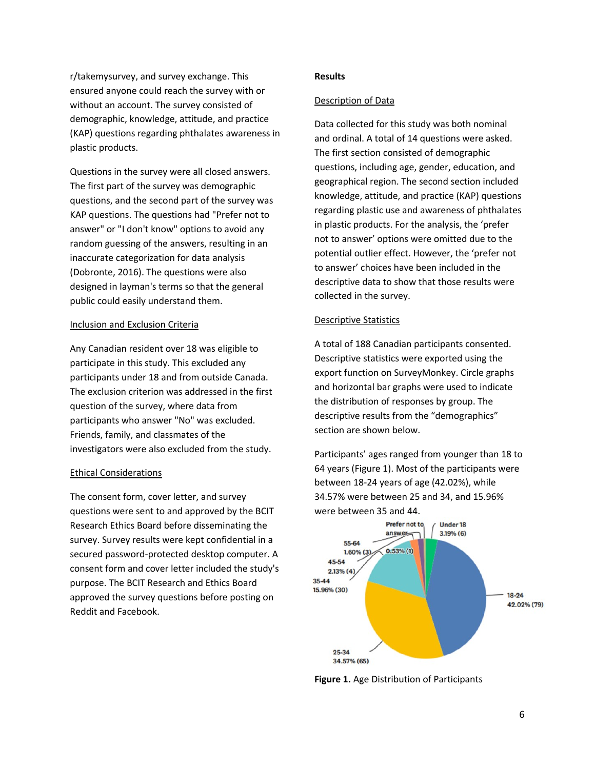r/takemysurvey, and survey exchange. This ensured anyone could reach the survey with or without an account. The survey consisted of demographic, knowledge, attitude, and practice (KAP) questions regarding phthalates awareness in plastic products.

Questions in the survey were all closed answers. The first part of the survey was demographic questions, and the second part of the survey was KAP questions. The questions had "Prefer not to answer" or "I don't know" options to avoid any random guessing of the answers, resulting in an inaccurate categorization for data analysis (Dobronte, 2016). The questions were also designed in layman's terms so that the general public could easily understand them.

<u>Inclusion and Exclusion Criteria</u>

Any Canadian resident over 18 was eligible to participate in this study. This excluded any participants under 18 and from outside Canada. The exclusion criterion was addressed in the first question of the survey, where data from participants who answer "No" was excluded. Friends, family, and classmates of the investigators were also excluded from the study.

<u>Ethical Considerations</u>

The consent form, cover letter, and survey questions were sent to and approved by the BCIT Research Ethics Board before disseminating the survey. Survey results were kept confidential in a secured password-protected desktop computer. A consent form and cover letter included the study's purpose. The BCIT Research and Ethics Board approved the survey questions before posting on Reddit and Facebook.

**Results**

<u>Description of Data</u>

Data collected for this study was both nominal and ordinal. A total of 14 questions were asked. The first section consisted of demographic questions, including age, gender, education, and geographical region. The second section included knowledge, attitude, and practice (KAP) questions regarding plastic use and awareness of phthalates in plastic products. For the analysis, the 'prefer not to answer' options were omitted due to the potential outlier effect. However, the 'prefer not to answer' choices have been included in the descriptive data to show that those results were collected in the survey.

<u>Descriptive Statistics</u>

A total of 188 Canadian participants consented. Descriptive statistics were exported using the export function on SurveyMonkey. Circle graphs and horizontal bar graphs were used to indicate the distribution of responses by group. The descriptive results from the "demographics" section are shown below.

Participants' ages ranged from younger than 18 to 64 years (Figure 1). Most of the participants were between 18-24 years of age (42.02%), while 34.57% were between 25 and 34, and 15.96% were between 35 and 44.

**Figure 1.** Age Distribution of Participants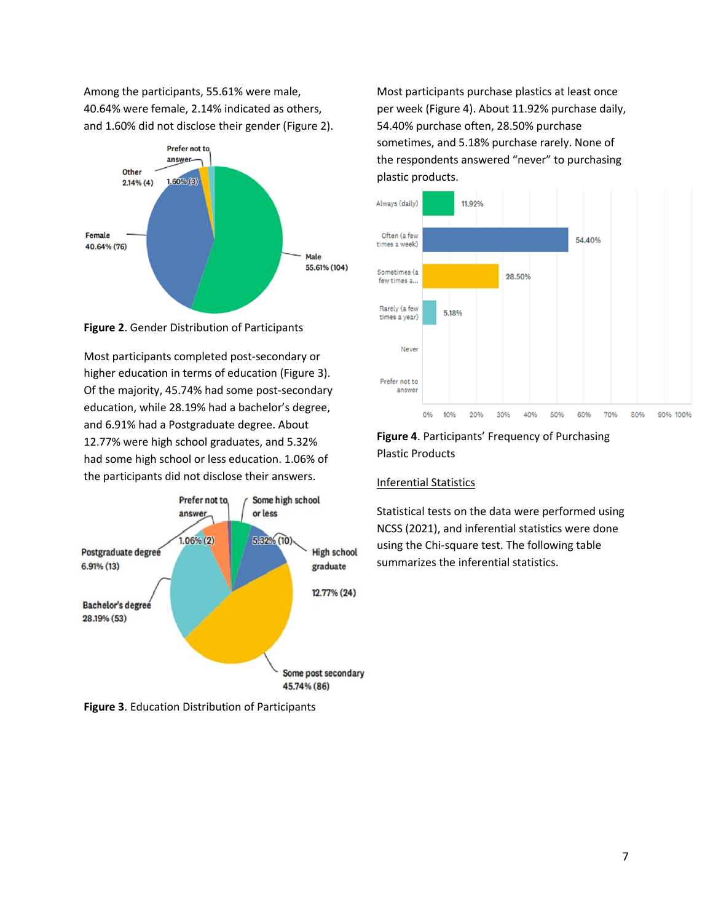Among the participants, 55.61% were male, 40.64% were female, 2.14% indicated as others, and 1.60% did not disclose their gender (Figure 2).

**Figure 2**. Gender Distribution of Participants

Most participants completed post-secondary or higher education in terms of education (Figure 3). Of the majority, 45.74% had some post-secondary education, while 28.19% had a bachelor's degree, and 6.91% had a Postgraduate degree. About 12.77% were high school graduates, and 5.32% had some high school or less education. 1.06% of the participants did not disclose their answers.

**Figure 3**. Education Distribution of Participants

Most participants purchase plastics at least once per week (Figure 4). About 11.92% purchase daily, 54.40% purchase often, 28.50% purchase sometimes, and 5.18% purchase rarely. None of the respondents answered "never" to purchasing plastic products.

**Figure 4**. Participants' Frequency of Purchasing Plastic Products

<u>Inferential Statistics</u>

Statistical tests on the data were performed using NCSS (2021), and inferential statistics were done using the Chi-square test. The following table summarizes the inferential statistics.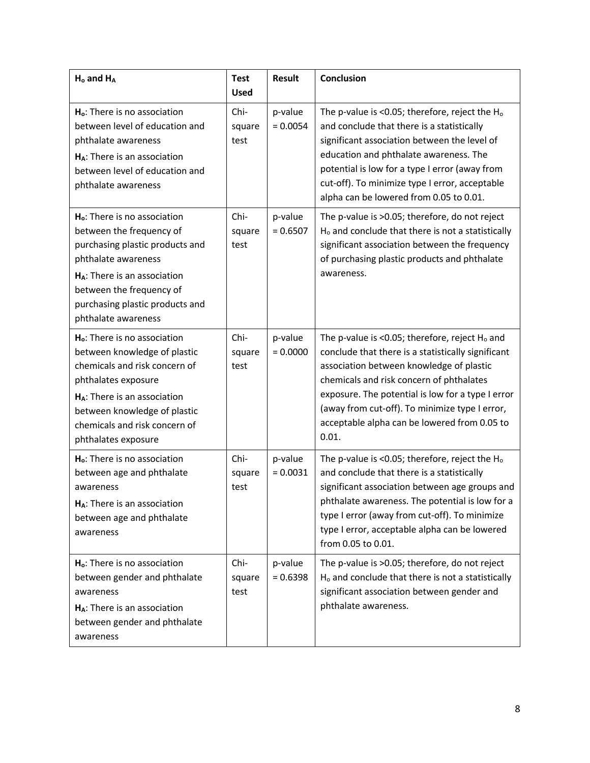| $H_o$ and $H_A$ | Test Used | Result | Conclusion |
| --- | --- | --- | --- |
| **$H_o$**: There is no association between level of education and phthalate awareness<br>**$H_A$**: There is an association between level of education and phthalate awareness | Chi-square test | p-value = 0.0054 | The p-value is <0.05; therefore, reject the $H_o$ and conclude that there is a statistically significant association between the level of education and phthalate awareness. The potential is low for a type I error (away from cut-off). To minimize type I error, acceptable alpha can be lowered from 0.05 to 0.01. |
| **$H_o$**: There is no association between the frequency of purchasing plastic products and phthalate awareness<br>**$H_A$**: There is an association between the frequency of purchasing plastic products and phthalate awareness | Chi-square test | p-value = 0.6507 | The p-value is >0.05; therefore, do not reject $H_o$ and conclude that there is not a statistically significant association between the frequency of purchasing plastic products and phthalate awareness. |
| **$H_o$**: There is no association between knowledge of plastic chemicals and risk concern of phthalates exposure<br>**$H_A$**: There is an association between knowledge of plastic chemicals and risk concern of phthalates exposure | Chi-square test | p-value = 0.0000 | The p-value is <0.05; therefore, reject $H_o$ and conclude that there is a statistically significant association between knowledge of plastic chemicals and risk concern of phthalates exposure. The potential is low for a type I error (away from cut-off). To minimize type I error, acceptable alpha can be lowered from 0.05 to 0.01. |
| **$H_o$**: There is no association between age and phthalate awareness<br>**$H_A$**: There is an association between age and phthalate awareness | Chi-square test | p-value = 0.0031 | The p-value is <0.05; therefore, reject the $H_o$ and conclude that there is a statistically significant association between age groups and phthalate awareness. The potential is low for a type I error (away from cut-off). To minimize type I error, acceptable alpha can be lowered from 0.05 to 0.01. |
| **$H_o$**: There is no association between gender and phthalate awareness<br>**$H_A$**: There is an association between gender and phthalate awareness | Chi-square test | p-value = 0.6398 | The p-value is >0.05; therefore, do not reject $H_o$ and conclude that there is not a statistically significant association between gender and phthalate awareness. |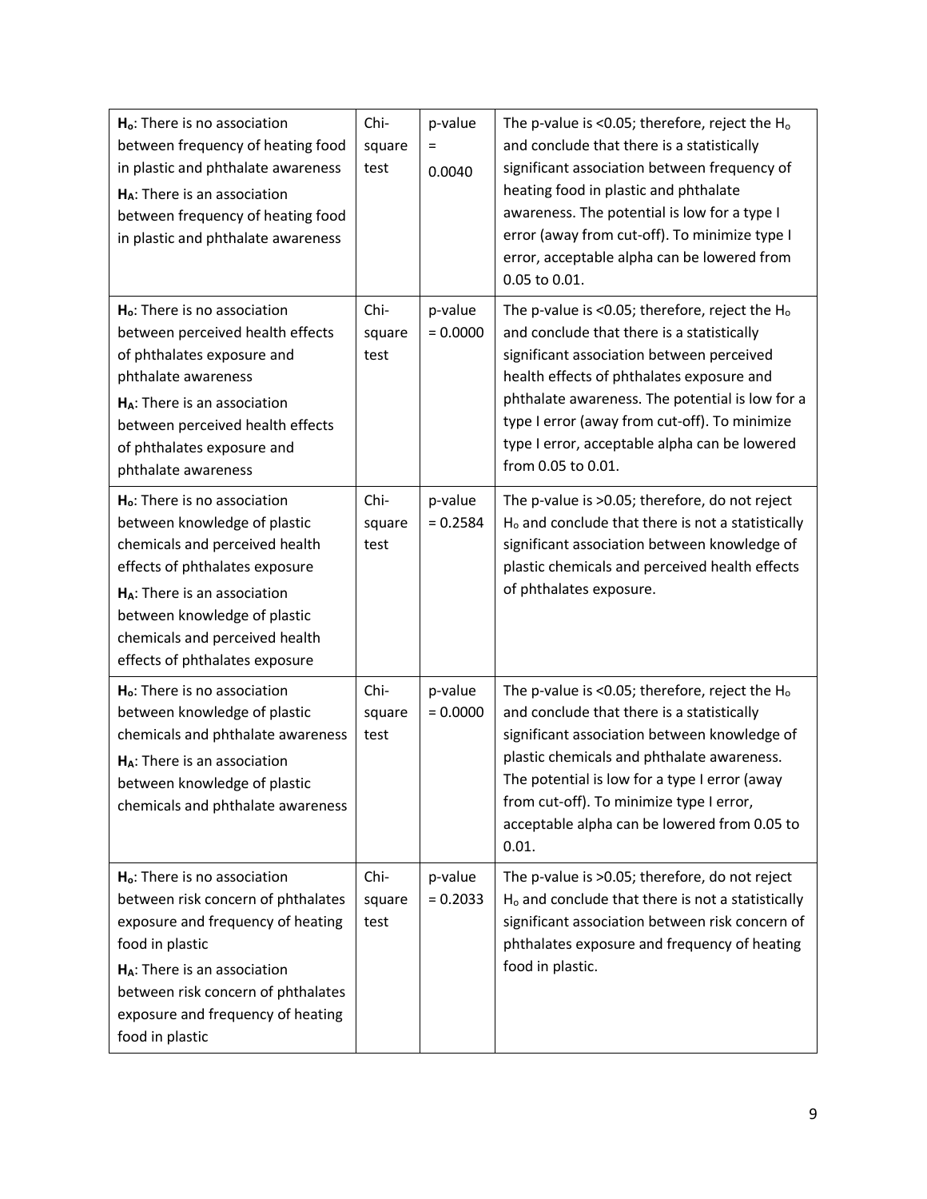| | | | |
|---|---|---|---|
| **$H_o$**: There is no association between frequency of heating food in plastic and phthalate awareness<br>**$H_A$**: There is an association between frequency of heating food in plastic and phthalate awareness | Chi-square test | p-value = 0.0040 | The p-value is <0.05; therefore, reject the $H_o$ and conclude that there is a statistically significant association between frequency of heating food in plastic and phthalate awareness. The potential is low for a type I error (away from cut-off). To minimize type I error, acceptable alpha can be lowered from 0.05 to 0.01. |
| **$H_o$**: There is no association between perceived health effects of phthalates exposure and phthalate awareness<br>**$H_A$**: There is an association between perceived health effects of phthalates exposure and phthalate awareness | Chi-square test | p-value = 0.0000 | The p-value is <0.05; therefore, reject the $H_o$ and conclude that there is a statistically significant association between perceived health effects of phthalates exposure and phthalate awareness. The potential is low for a type I error (away from cut-off). To minimize type I error, acceptable alpha can be lowered from 0.05 to 0.01. |
| **$H_o$**: There is no association between knowledge of plastic chemicals and perceived health effects of phthalates exposure<br>**$H_A$**: There is an association between knowledge of plastic chemicals and perceived health effects of phthalates exposure | Chi-square test | p-value = 0.2584 | The p-value is >0.05; therefore, do not reject $H_o$ and conclude that there is not a statistically significant association between knowledge of plastic chemicals and perceived health effects of phthalates exposure. |
| **$H_o$**: There is no association between knowledge of plastic chemicals and phthalate awareness<br>**$H_A$**: There is an association between knowledge of plastic chemicals and phthalate awareness | Chi-square test | p-value = 0.0000 | The p-value is <0.05; therefore, reject the $H_o$ and conclude that there is a statistically significant association between knowledge of plastic chemicals and phthalate awareness. The potential is low for a type I error (away from cut-off). To minimize type I error, acceptable alpha can be lowered from 0.05 to 0.01. |
| **$H_o$**: There is no association between risk concern of phthalates exposure and frequency of heating food in plastic<br>**$H_A$**: There is an association between risk concern of phthalates exposure and frequency of heating food in plastic | Chi-square test | p-value = 0.2033 | The p-value is >0.05; therefore, do not reject $H_o$ and conclude that there is not a statistically significant association between risk concern of phthalates exposure and frequency of heating food in plastic. |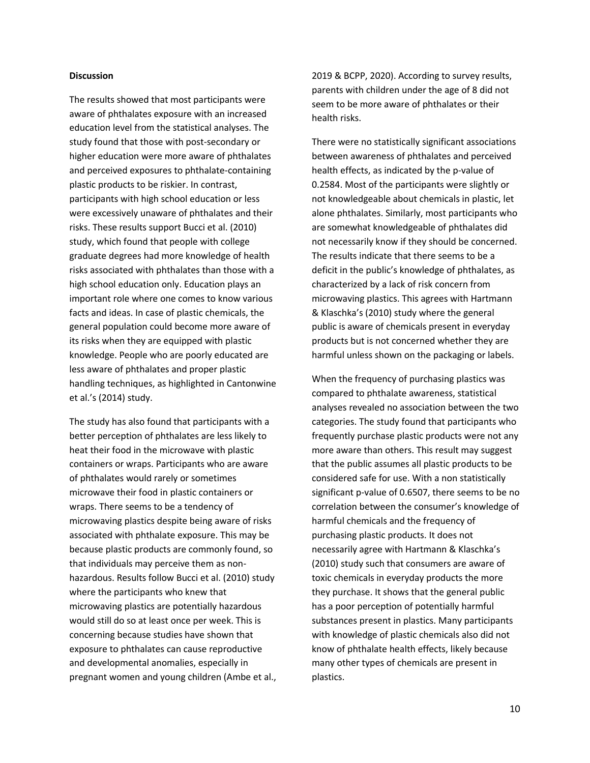**Discussion**

The results showed that most participants were aware of phthalates exposure with an increased education level from the statistical analyses. The study found that those with post-secondary or higher education were more aware of phthalates and perceived exposures to phthalate-containing plastic products to be riskier. In contrast, participants with high school education or less were excessively unaware of phthalates and their risks. These results support Bucci et al. (2010) study, which found that people with college graduate degrees had more knowledge of health risks associated with phthalates than those with a high school education only. Education plays an important role where one comes to know various facts and ideas. In case of plastic chemicals, the general population could become more aware of its risks when they are equipped with plastic knowledge. People who are poorly educated are less aware of phthalates and proper plastic handling techniques, as highlighted in Cantonwine et al.'s (2014) study.

The study has also found that participants with a better perception of phthalates are less likely to heat their food in the microwave with plastic containers or wraps. Participants who are aware of phthalates would rarely or sometimes microwave their food in plastic containers or wraps. There seems to be a tendency of microwaving plastics despite being aware of risks associated with phthalate exposure. This may be because plastic products are commonly found, so that individuals may perceive them as non-hazardous. Results follow Bucci et al. (2010) study where the participants who knew that microwaving plastics are potentially hazardous would still do so at least once per week. This is concerning because studies have shown that exposure to phthalates can cause reproductive and developmental anomalies, especially in pregnant women and young children (Ambe et al., 2019 & BCPP, 2020). According to survey results, parents with children under the age of 8 did not seem to be more aware of phthalates or their health risks.

There were no statistically significant associations between awareness of phthalates and perceived health effects, as indicated by the p-value of 0.2584. Most of the participants were slightly or not knowledgeable about chemicals in plastic, let alone phthalates. Similarly, most participants who are somewhat knowledgeable of phthalates did not necessarily know if they should be concerned. The results indicate that there seems to be a deficit in the public's knowledge of phthalates, as characterized by a lack of risk concern from microwaving plastics. This agrees with Hartmann & Klaschka's (2010) study where the general public is aware of chemicals present in everyday products but is not concerned whether they are harmful unless shown on the packaging or labels.

When the frequency of purchasing plastics was compared to phthalate awareness, statistical analyses revealed no association between the two categories. The study found that participants who frequently purchase plastic products were not any more aware than others. This result may suggest that the public assumes all plastic products to be considered safe for use. With a non statistically significant p-value of 0.6507, there seems to be no correlation between the consumer's knowledge of harmful chemicals and the frequency of purchasing plastic products. It does not necessarily agree with Hartmann & Klaschka's (2010) study such that consumers are aware of toxic chemicals in everyday products the more they purchase. It shows that the general public has a poor perception of potentially harmful substances present in plastics. Many participants with knowledge of plastic chemicals also did not know of phthalate health effects, likely because many other types of chemicals are present in plastics.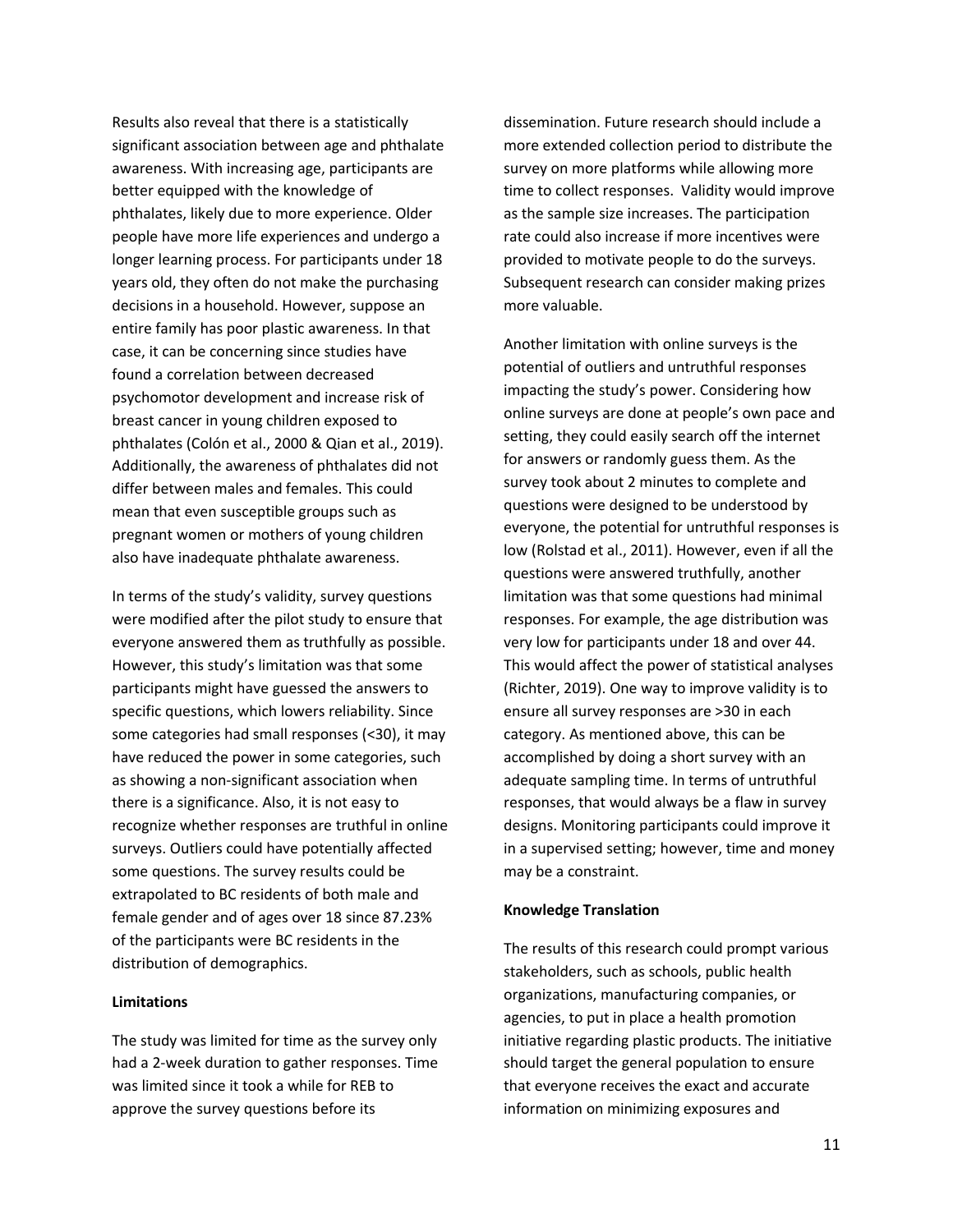Results also reveal that there is a statistically significant association between age and phthalate awareness. With increasing age, participants are better equipped with the knowledge of phthalates, likely due to more experience. Older people have more life experiences and undergo a longer learning process. For participants under 18 years old, they often do not make the purchasing decisions in a household. However, suppose an entire family has poor plastic awareness. In that case, it can be concerning since studies have found a correlation between decreased psychomotor development and increase risk of breast cancer in young children exposed to phthalates (Colón et al., 2000 & Qian et al., 2019). Additionally, the awareness of phthalates did not differ between males and females. This could mean that even susceptible groups such as pregnant women or mothers of young children also have inadequate phthalate awareness.

In terms of the study's validity, survey questions were modified after the pilot study to ensure that everyone answered them as truthfully as possible. However, this study's limitation was that some participants might have guessed the answers to specific questions, which lowers reliability. Since some categories had small responses (<30), it may have reduced the power in some categories, such as showing a non-significant association when there is a significance. Also, it is not easy to recognize whether responses are truthful in online surveys. Outliers could have potentially affected some questions. The survey results could be extrapolated to BC residents of both male and female gender and of ages over 18 since 87.23% of the participants were BC residents in the distribution of demographics.

**Limitations**

The study was limited for time as the survey only had a 2-week duration to gather responses. Time was limited since it took a while for REB to approve the survey questions before its dissemination. Future research should include a more extended collection period to distribute the survey on more platforms while allowing more time to collect responses. Validity would improve as the sample size increases. The participation rate could also increase if more incentives were provided to motivate people to do the surveys. Subsequent research can consider making prizes more valuable.

Another limitation with online surveys is the potential of outliers and untruthful responses impacting the study's power. Considering how online surveys are done at people's own pace and setting, they could easily search off the internet for answers or randomly guess them. As the survey took about 2 minutes to complete and questions were designed to be understood by everyone, the potential for untruthful responses is low (Rolstad et al., 2011). However, even if all the questions were answered truthfully, another limitation was that some questions had minimal responses. For example, the age distribution was very low for participants under 18 and over 44. This would affect the power of statistical analyses (Richter, 2019). One way to improve validity is to ensure all survey responses are >30 in each category. As mentioned above, this can be accomplished by doing a short survey with an adequate sampling time. In terms of untruthful responses, that would always be a flaw in survey designs. Monitoring participants could improve it in a supervised setting; however, time and money may be a constraint.

**Knowledge Translation**

The results of this research could prompt various stakeholders, such as schools, public health organizations, manufacturing companies, or agencies, to put in place a health promotion initiative regarding plastic products. The initiative should target the general population to ensure that everyone receives the exact and accurate information on minimizing exposures and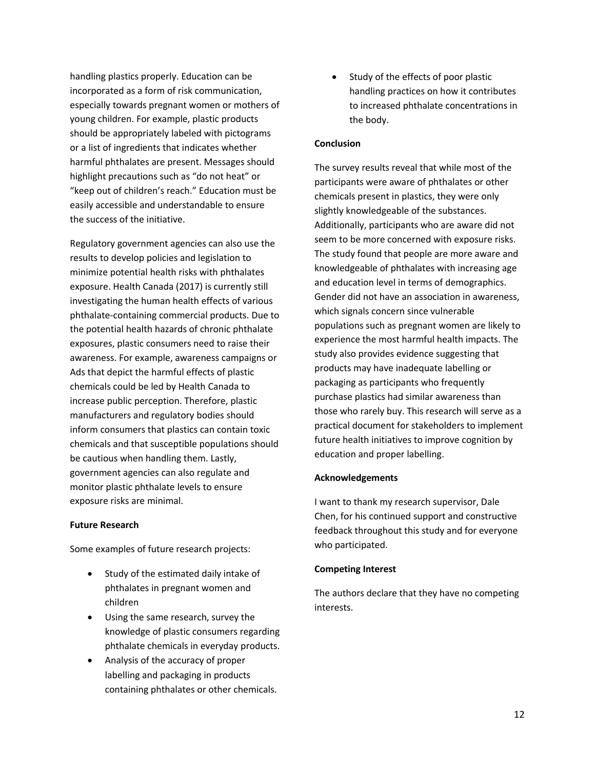handling plastics properly. Education can be incorporated as a form of risk communication, especially towards pregnant women or mothers of young children. For example, plastic products should be appropriately labeled with pictograms or a list of ingredients that indicates whether harmful phthalates are present. Messages should highlight precautions such as "do not heat" or "keep out of children's reach." Education must be easily accessible and understandable to ensure the success of the initiative.

Regulatory government agencies can also use the results to develop policies and legislation to minimize potential health risks with phthalates exposure. Health Canada (2017) is currently still investigating the human health effects of various phthalate-containing commercial products. Due to the potential health hazards of chronic phthalate exposures, plastic consumers need to raise their awareness. For example, awareness campaigns or Ads that depict the harmful effects of plastic chemicals could be led by Health Canada to increase public perception. Therefore, plastic manufacturers and regulatory bodies should inform consumers that plastics can contain toxic chemicals and that susceptible populations should be cautious when handling them. Lastly, government agencies can also regulate and monitor plastic phthalate levels to ensure exposure risks are minimal.

**Future Research**

Some examples of future research projects:

- Study of the estimated daily intake of phthalates in pregnant women and children
- Using the same research, survey the knowledge of plastic consumers regarding phthalate chemicals in everyday products.
- Analysis of the accuracy of proper labelling and packaging in products containing phthalates or other chemicals.
- Study of the effects of poor plastic handling practices on how it contributes to increased phthalate concentrations in the body.

**Conclusion**

The survey results reveal that while most of the participants were aware of phthalates or other chemicals present in plastics, they were only slightly knowledgeable of the substances. Additionally, participants who are aware did not seem to be more concerned with exposure risks. The study found that people are more aware and knowledgeable of phthalates with increasing age and education level in terms of demographics. Gender did not have an association in awareness, which signals concern since vulnerable populations such as pregnant women are likely to experience the most harmful health impacts. The study also provides evidence suggesting that products may have inadequate labelling or packaging as participants who frequently purchase plastics had similar awareness than those who rarely buy. This research will serve as a practical document for stakeholders to implement future health initiatives to improve cognition by education and proper labelling.

**Acknowledgements**

I want to thank my research supervisor, Dale Chen, for his continued support and constructive feedback throughout this study and for everyone who participated.

**Competing Interest**

The authors declare that they have no competing interests.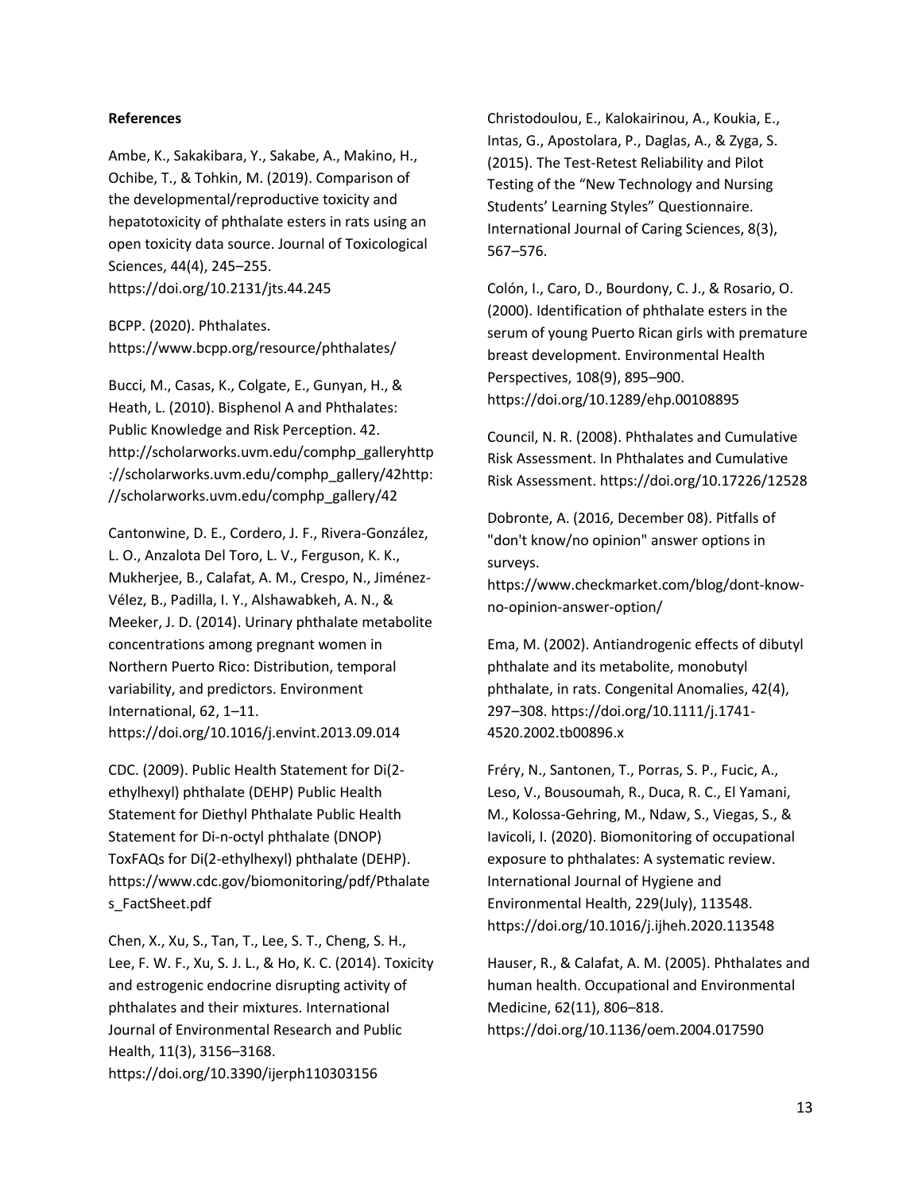**References**

Ambe, K., Sakakibara, Y., Sakabe, A., Makino, H., Ochibe, T., & Tohkin, M. (2019). Comparison of the developmental/reproductive toxicity and hepatotoxicity of phthalate esters in rats using an open toxicity data source. Journal of Toxicological Sciences, 44(4), 245–255. https://doi.org/10.2131/jts.44.245

BCPP. (2020). Phthalates. https://www.bcpp.org/resource/phthalates/

Bucci, M., Casas, K., Colgate, E., Gunyan, H., & Heath, L. (2010). Bisphenol A and Phthalates: Public Knowledge and Risk Perception. 42. http://scholarworks.uvm.edu/comphp_galleryhttp://scholarworks.uvm.edu/comphp_gallery/42http://scholarworks.uvm.edu/comphp_gallery/42

Cantonwine, D. E., Cordero, J. F., Rivera-González, L. O., Anzalota Del Toro, L. V., Ferguson, K. K., Mukherjee, B., Calafat, A. M., Crespo, N., Jiménez-Vélez, B., Padilla, I. Y., Alshawabkeh, A. N., & Meeker, J. D. (2014). Urinary phthalate metabolite concentrations among pregnant women in Northern Puerto Rico: Distribution, temporal variability, and predictors. Environment International, 62, 1–11. https://doi.org/10.1016/j.envint.2013.09.014

CDC. (2009). Public Health Statement for Di(2-ethylhexyl) phthalate (DEHP) Public Health Statement for Diethyl Phthalate Public Health Statement for Di-n-octyl phthalate (DNOP) ToxFAQs for Di(2-ethylhexyl) phthalate (DEHP). https://www.cdc.gov/biomonitoring/pdf/Pthalates_FactSheet.pdf

Chen, X., Xu, S., Tan, T., Lee, S. T., Cheng, S. H., Lee, F. W. F., Xu, S. J. L., & Ho, K. C. (2014). Toxicity and estrogenic endocrine disrupting activity of phthalates and their mixtures. International Journal of Environmental Research and Public Health, 11(3), 3156–3168. https://doi.org/10.3390/ijerph110303156

Christodoulou, E., Kalokairinou, A., Koukia, E., Intas, G., Apostolara, P., Daglas, A., & Zyga, S. (2015). The Test-Retest Reliability and Pilot Testing of the "New Technology and Nursing Students' Learning Styles" Questionnaire. International Journal of Caring Sciences, 8(3), 567–576.

Colón, I., Caro, D., Bourdony, C. J., & Rosario, O. (2000). Identification of phthalate esters in the serum of young Puerto Rican girls with premature breast development. Environmental Health Perspectives, 108(9), 895–900. https://doi.org/10.1289/ehp.00108895

Council, N. R. (2008). Phthalates and Cumulative Risk Assessment. In Phthalates and Cumulative Risk Assessment. https://doi.org/10.17226/12528

Dobronte, A. (2016, December 08). Pitfalls of "don't know/no opinion" answer options in surveys. https://www.checkmarket.com/blog/dont-know-no-opinion-answer-option/

Ema, M. (2002). Antiandrogenic effects of dibutyl phthalate and its metabolite, monobutyl phthalate, in rats. Congenital Anomalies, 42(4), 297–308. https://doi.org/10.1111/j.1741-4520.2002.tb00896.x

Fréry, N., Santonen, T., Porras, S. P., Fucic, A., Leso, V., Bousoumah, R., Duca, R. C., El Yamani, M., Kolossa-Gehring, M., Ndaw, S., Viegas, S., & Iavicoli, I. (2020). Biomonitoring of occupational exposure to phthalates: A systematic review. International Journal of Hygiene and Environmental Health, 229(July), 113548. https://doi.org/10.1016/j.ijheh.2020.113548

Hauser, R., & Calafat, A. M. (2005). Phthalates and human health. Occupational and Environmental Medicine, 62(11), 806–818. https://doi.org/10.1136/oem.2004.017590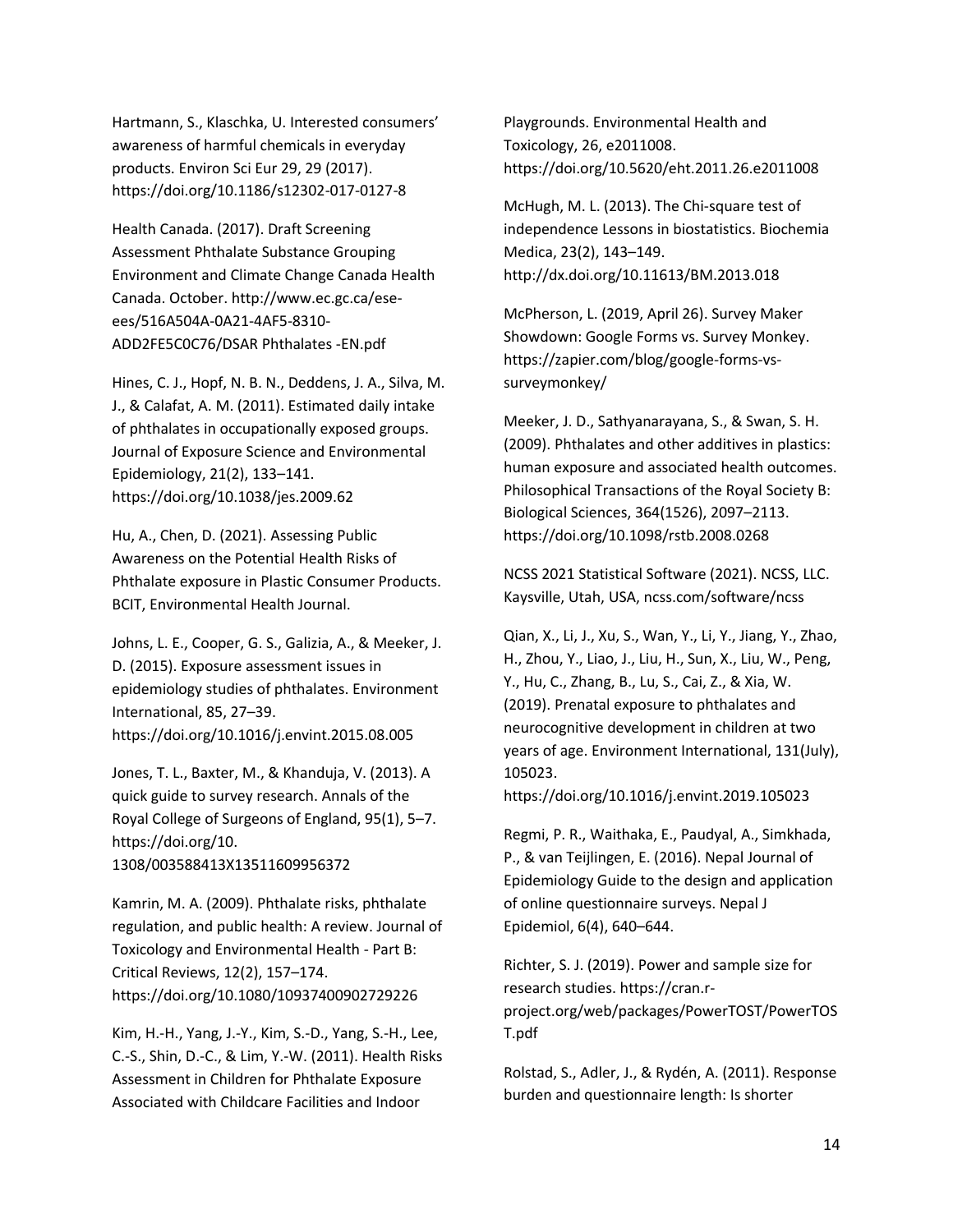Hartmann, S., Klaschka, U. Interested consumers' awareness of harmful chemicals in everyday products. Environ Sci Eur 29, 29 (2017). https://doi.org/10.1186/s12302-017-0127-8

Health Canada. (2017). Draft Screening Assessment Phthalate Substance Grouping Environment and Climate Change Canada Health Canada. October. http://www.ec.gc.ca/ese-ees/516A504A-0A21-4AF5-8310-ADD2FE5C0C76/DSAR Phthalates -EN.pdf

Hines, C. J., Hopf, N. B. N., Deddens, J. A., Silva, M. J., & Calafat, A. M. (2011). Estimated daily intake of phthalates in occupationally exposed groups. Journal of Exposure Science and Environmental Epidemiology, 21(2), 133–141. https://doi.org/10.1038/jes.2009.62

Hu, A., Chen, D. (2021). Assessing Public Awareness on the Potential Health Risks of Phthalate exposure in Plastic Consumer Products. BCIT, Environmental Health Journal.

Johns, L. E., Cooper, G. S., Galizia, A., & Meeker, J. D. (2015). Exposure assessment issues in epidemiology studies of phthalates. Environment International, 85, 27–39. https://doi.org/10.1016/j.envint.2015.08.005

Jones, T. L., Baxter, M., & Khanduja, V. (2013). A quick guide to survey research. Annals of the Royal College of Surgeons of England, 95(1), 5–7. https://doi.org/10. 1308/003588413X13511609956372

Kamrin, M. A. (2009). Phthalate risks, phthalate regulation, and public health: A review. Journal of Toxicology and Environmental Health - Part B: Critical Reviews, 12(2), 157–174. https://doi.org/10.1080/10937400902729226

Kim, H.-H., Yang, J.-Y., Kim, S.-D., Yang, S.-H., Lee, C.-S., Shin, D.-C., & Lim, Y.-W. (2011). Health Risks Assessment in Children for Phthalate Exposure Associated with Childcare Facilities and Indoor Playgrounds. Environmental Health and Toxicology, 26, e2011008. https://doi.org/10.5620/eht.2011.26.e2011008

McHugh, M. L. (2013). The Chi-square test of independence Lessons in biostatistics. Biochemia Medica, 23(2), 143–149. http://dx.doi.org/10.11613/BM.2013.018

McPherson, L. (2019, April 26). Survey Maker Showdown: Google Forms vs. Survey Monkey. https://zapier.com/blog/google-forms-vs-surveymonkey/

Meeker, J. D., Sathyanarayana, S., & Swan, S. H. (2009). Phthalates and other additives in plastics: human exposure and associated health outcomes. Philosophical Transactions of the Royal Society B: Biological Sciences, 364(1526), 2097–2113. https://doi.org/10.1098/rstb.2008.0268

NCSS 2021 Statistical Software (2021). NCSS, LLC. Kaysville, Utah, USA, ncss.com/software/ncss

Qian, X., Li, J., Xu, S., Wan, Y., Li, Y., Jiang, Y., Zhao, H., Zhou, Y., Liao, J., Liu, H., Sun, X., Liu, W., Peng, Y., Hu, C., Zhang, B., Lu, S., Cai, Z., & Xia, W. (2019). Prenatal exposure to phthalates and neurocognitive development in children at two years of age. Environment International, 131(July), 105023. https://doi.org/10.1016/j.envint.2019.105023

Regmi, P. R., Waithaka, E., Paudyal, A., Simkhada, P., & van Teijlingen, E. (2016). Nepal Journal of Epidemiology Guide to the design and application of online questionnaire surveys. Nepal J Epidemiol, 6(4), 640–644.

Richter, S. J. (2019). Power and sample size for research studies. https://cran.r-project.org/web/packages/PowerTOST/PowerTOST.pdf

Rolstad, S., Adler, J., & Rydén, A. (2011). Response burden and questionnaire length: Is shorter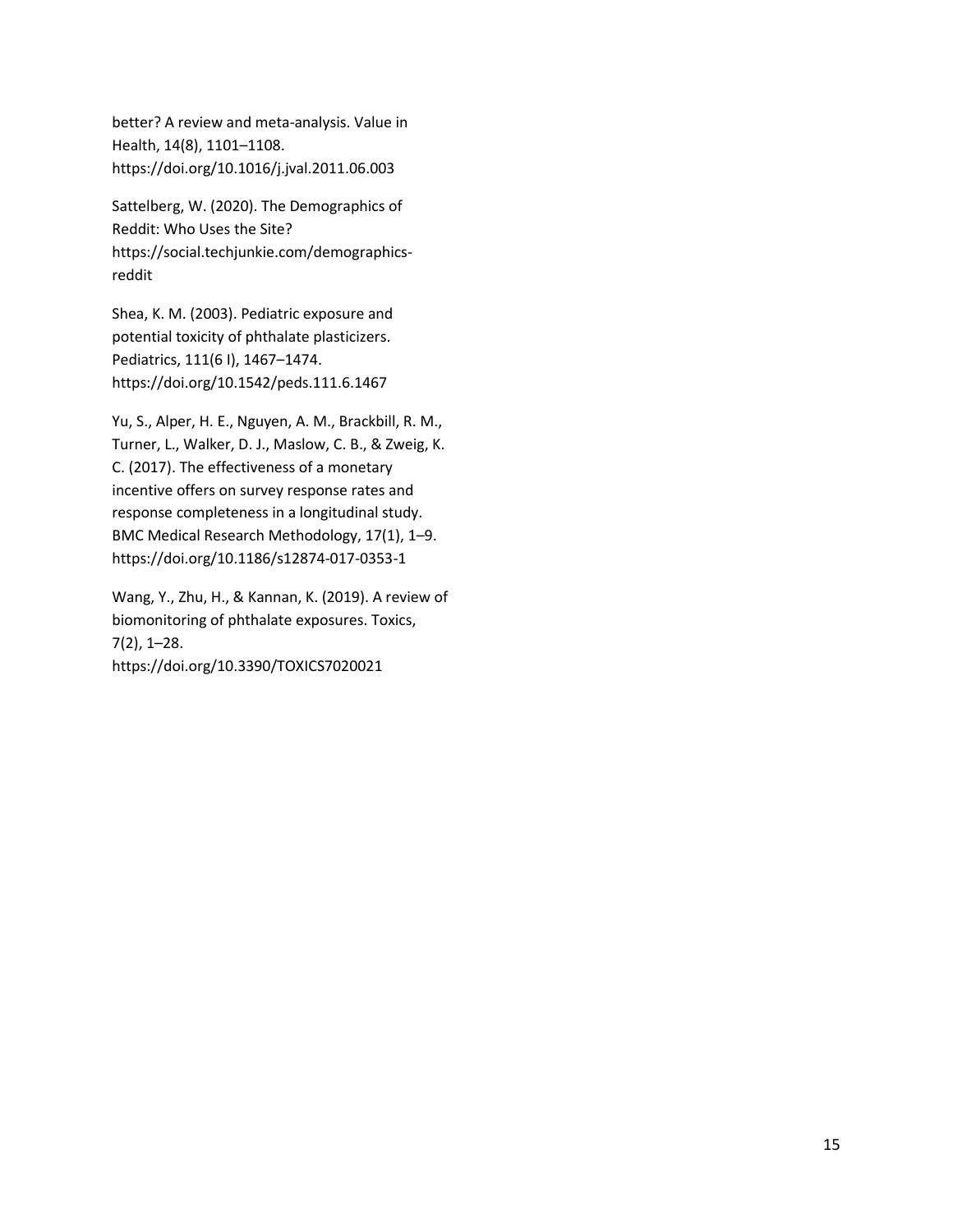better? A review and meta-analysis. Value in Health, 14(8), 1101–1108. https://doi.org/10.1016/j.jval.2011.06.003

Sattelberg, W. (2020). The Demographics of Reddit: Who Uses the Site? https://social.techjunkie.com/demographics-reddit

Shea, K. M. (2003). Pediatric exposure and potential toxicity of phthalate plasticizers. Pediatrics, 111(6 I), 1467–1474. https://doi.org/10.1542/peds.111.6.1467

Yu, S., Alper, H. E., Nguyen, A. M., Brackbill, R. M., Turner, L., Walker, D. J., Maslow, C. B., & Zweig, K. C. (2017). The effectiveness of a monetary incentive offers on survey response rates and response completeness in a longitudinal study. BMC Medical Research Methodology, 17(1), 1–9. https://doi.org/10.1186/s12874-017-0353-1

Wang, Y., Zhu, H., & Kannan, K. (2019). A review of biomonitoring of phthalate exposures. Toxics, 7(2), 1–28. https://doi.org/10.3390/TOXICS7020021